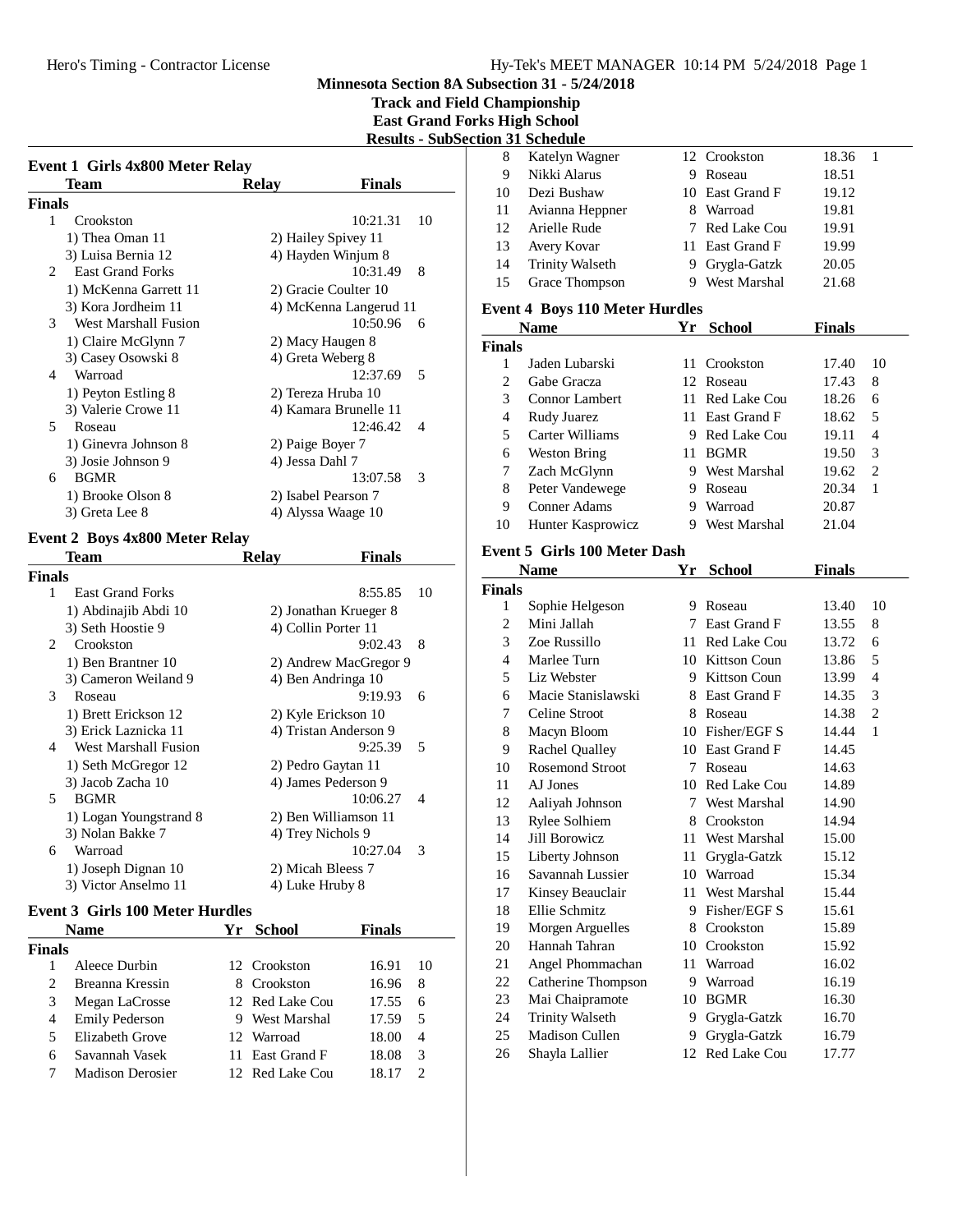# Minnesota Section 8A Subsection 31 - 5/24/2018

## Track and Field Championship

## East Grand Forks High School

## Results - SubSection 31 Schedule

### Event 1 Girls 4x800 Meter Relay

| | Team | Relay | Finals | |
|---|---|---|---|---|
| **Finals** | | | | |
| 1 | Crookston | | 10:21.31 | 10 |
| | 1) Thea Oman 11 | 2) Hailey Spivey 11 | | |
| | 3) Luisa Bernia 12 | 4) Hayden Winjum 8 | | |
| 2 | East Grand Forks | | 10:31.49 | 8 |
| | 1) McKenna Garrett 11 | 2) Gracie Coulter 10 | | |
| | 3) Kora Jordheim 11 | 4) McKenna Langerud 11 | | |
| 3 | West Marshall Fusion | | 10:50.96 | 6 |
| | 1) Claire McGlynn 7 | 2) Macy Haugen 8 | | |
| | 3) Casey Osowski 8 | 4) Greta Weberg 8 | | |
| 4 | Warroad | | 12:37.69 | 5 |
| | 1) Peyton Estling 8 | 2) Tereza Hruba 10 | | |
| | 3) Valerie Crowe 11 | 4) Kamara Brunelle 11 | | |
| 5 | Roseau | | 12:46.42 | 4 |
| | 1) Ginevra Johnson 8 | 2) Paige Boyer 7 | | |
| | 3) Josie Johnson 9 | 4) Jessa Dahl 7 | | |
| 6 | BGMR | | 13:07.58 | 3 |
| | 1) Brooke Olson 8 | 2) Isabel Pearson 7 | | |
| | 3) Greta Lee 8 | 4) Alyssa Waage 10 | | |

### Event 2 Boys 4x800 Meter Relay

| | Team | Relay | Finals | |
|---|---|---|---|---|
| **Finals** | | | | |
| 1 | East Grand Forks | | 8:55.85 | 10 |
| | 1) Abdinajib Abdi 10 | 2) Jonathan Krueger 8 | | |
| | 3) Seth Hoostie 9 | 4) Collin Porter 11 | | |
| 2 | Crookston | | 9:02.43 | 8 |
| | 1) Ben Brantner 10 | 2) Andrew MacGregor 9 | | |
| | 3) Cameron Weiland 9 | 4) Ben Andringa 10 | | |
| 3 | Roseau | | 9:19.93 | 6 |
| | 1) Brett Erickson 12 | 2) Kyle Erickson 10 | | |
| | 3) Erick Laznicka 11 | 4) Tristan Anderson 9 | | |
| 4 | West Marshall Fusion | | 9:25.39 | 5 |
| | 1) Seth McGregor 12 | 2) Pedro Gaytan 11 | | |
| | 3) Jacob Zacha 10 | 4) James Pederson 9 | | |
| 5 | BGMR | | 10:06.27 | 4 |
| | 1) Logan Youngstrand 8 | 2) Ben Williamson 11 | | |
| | 3) Nolan Bakke 7 | 4) Trey Nichols 9 | | |
| 6 | Warroad | | 10:27.04 | 3 |
| | 1) Joseph Dignan 10 | 2) Micah Bleess 7 | | |
| | 3) Victor Anselmo 11 | 4) Luke Hruby 8 | | |

### Event 3 Girls 100 Meter Hurdles

| | Name | Yr | School | Finals | |
|---|---|---|---|---|---|
| **Finals** | | | | | |
| 1 | Aleece Durbin | 12 | Crookston | 16.91 | 10 |
| 2 | Breanna Kressin | 8 | Crookston | 16.96 | 8 |
| 3 | Megan LaCrosse | 12 | Red Lake Cou | 17.55 | 6 |
| 4 | Emily Pederson | 9 | West Marshal | 17.59 | 5 |
| 5 | Elizabeth Grove | 12 | Warroad | 18.00 | 4 |
| 6 | Savannah Vasek | 11 | East Grand F | 18.08 | 3 |
| 7 | Madison Derosier | 12 | Red Lake Cou | 18.17 | 2 |
| 8 | Katelyn Wagner | 12 | Crookston | 18.36 | 1 |
| 9 | Nikki Alarus | 9 | Roseau | 18.51 | |
| 10 | Dezi Bushaw | 10 | East Grand F | 19.12 | |
| 11 | Avianna Heppner | 8 | Warroad | 19.81 | |
| 12 | Arielle Rude | 7 | Red Lake Cou | 19.91 | |
| 13 | Avery Kovar | 11 | East Grand F | 19.99 | |
| 14 | Trinity Walseth | 9 | Grygla-Gatzk | 20.05 | |
| 15 | Grace Thompson | 9 | West Marshal | 21.68 | |

### Event 4 Boys 110 Meter Hurdles

| | Name | Yr | School | Finals | |
|---|---|---|---|---|---|
| **Finals** | | | | | |
| 1 | Jaden Lubarski | 11 | Crookston | 17.40 | 10 |
| 2 | Gabe Gracza | 12 | Roseau | 17.43 | 8 |
| 3 | Connor Lambert | 11 | Red Lake Cou | 18.26 | 6 |
| 4 | Rudy Juarez | 11 | East Grand F | 18.62 | 5 |
| 5 | Carter Williams | 9 | Red Lake Cou | 19.11 | 4 |
| 6 | Weston Bring | 11 | BGMR | 19.50 | 3 |
| 7 | Zach McGlynn | 9 | West Marshal | 19.62 | 2 |
| 8 | Peter Vandewege | 9 | Roseau | 20.34 | 1 |
| 9 | Conner Adams | 9 | Warroad | 20.87 | |
| 10 | Hunter Kasprowicz | 9 | West Marshal | 21.04 | |

### Event 5 Girls 100 Meter Dash

| | Name | Yr | School | Finals | |
|---|---|---|---|---|---|
| **Finals** | | | | | |
| 1 | Sophie Helgeson | 9 | Roseau | 13.40 | 10 |
| 2 | Mini Jallah | 7 | East Grand F | 13.55 | 8 |
| 3 | Zoe Russillo | 11 | Red Lake Cou | 13.72 | 6 |
| 4 | Marlee Turn | 10 | Kittson Coun | 13.86 | 5 |
| 5 | Liz Webster | 9 | Kittson Coun | 13.99 | 4 |
| 6 | Macie Stanislawski | 8 | East Grand F | 14.35 | 3 |
| 7 | Celine Stroot | 8 | Roseau | 14.38 | 2 |
| 8 | Macyn Bloom | 10 | Fisher/EGF S | 14.44 | 1 |
| 9 | Rachel Qualley | 10 | East Grand F | 14.45 | |
| 10 | Rosemond Stroot | 7 | Roseau | 14.63 | |
| 11 | AJ Jones | 10 | Red Lake Cou | 14.89 | |
| 12 | Aaliyah Johnson | 7 | West Marshal | 14.90 | |
| 13 | Rylee Solhiem | 8 | Crookston | 14.94 | |
| 14 | Jill Borowicz | 11 | West Marshal | 15.00 | |
| 15 | Liberty Johnson | 11 | Grygla-Gatzk | 15.12 | |
| 16 | Savannah Lussier | 10 | Warroad | 15.34 | |
| 17 | Kinsey Beauclair | 11 | West Marshal | 15.44 | |
| 18 | Ellie Schmitz | 9 | Fisher/EGF S | 15.61 | |
| 19 | Morgen Arguelles | 8 | Crookston | 15.89 | |
| 20 | Hannah Tahran | 10 | Crookston | 15.92 | |
| 21 | Angel Phommachan | 11 | Warroad | 16.02 | |
| 22 | Catherine Thompson | 9 | Warroad | 16.19 | |
| 23 | Mai Chaipramote | 10 | BGMR | 16.30 | |
| 24 | Trinity Walseth | 9 | Grygla-Gatzk | 16.70 | |
| 25 | Madison Cullen | 9 | Grygla-Gatzk | 16.79 | |
| 26 | Shayla Lallier | 12 | Red Lake Cou | 17.77 | |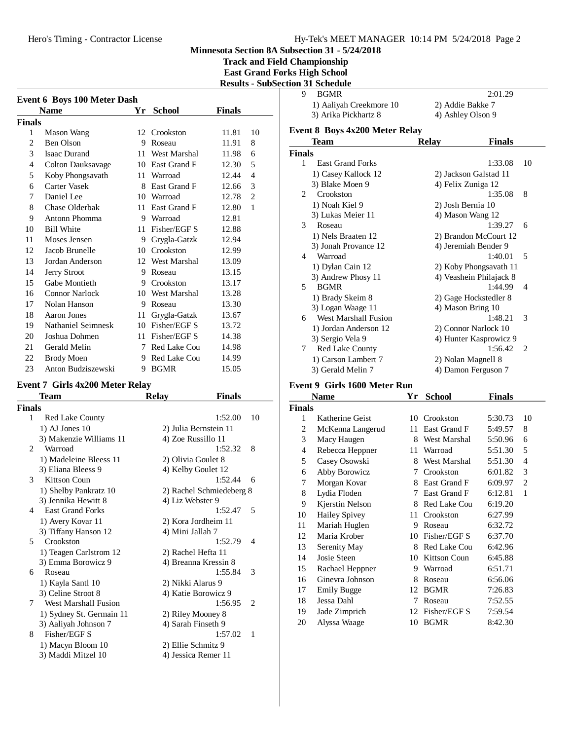Minnesota Section 8A Subsection 31 - 5/24/2018
Track and Field Championship
East Grand Forks High School
Results - SubSection 31 Schedule

### Event 6 Boys 100 Meter Dash

| | Name | Yr | School | Finals | |
|---|---|---|---|---|---|
| **Finals** | | | | | |
| 1 | Mason Wang | 12 | Crookston | 11.81 | 10 |
| 2 | Ben Olson | 9 | Roseau | 11.91 | 8 |
| 3 | Isaac Durand | 11 | West Marshal | 11.98 | 6 |
| 4 | Colton Dauksavage | 10 | East Grand F | 12.30 | 5 |
| 5 | Koby Phongsavath | 11 | Warroad | 12.44 | 4 |
| 6 | Carter Vasek | 8 | East Grand F | 12.66 | 3 |
| 7 | Daniel Lee | 10 | Warroad | 12.78 | 2 |
| 8 | Chase Olderbak | 11 | East Grand F | 12.80 | 1 |
| 9 | Antonn Phomma | 9 | Warroad | 12.81 | |
| 10 | Bill White | 11 | Fisher/EGF S | 12.88 | |
| 11 | Moses Jensen | 9 | Grygla-Gatzk | 12.94 | |
| 12 | Jacob Brunelle | 10 | Crookston | 12.99 | |
| 13 | Jordan Anderson | 12 | West Marshal | 13.09 | |
| 14 | Jerry Stroot | 9 | Roseau | 13.15 | |
| 15 | Gabe Montieth | 9 | Crookston | 13.17 | |
| 16 | Connor Narlock | 10 | West Marshal | 13.28 | |
| 17 | Nolan Hanson | 9 | Roseau | 13.30 | |
| 18 | Aaron Jones | 11 | Grygla-Gatzk | 13.67 | |
| 19 | Nathaniel Seimnesk | 10 | Fisher/EGF S | 13.72 | |
| 20 | Joshua Dohmen | 11 | Fisher/EGF S | 14.38 | |
| 21 | Gerald Melin | 7 | Red Lake Cou | 14.98 | |
| 22 | Brody Moen | 9 | Red Lake Cou | 14.99 | |
| 23 | Anton Budziszewski | 9 | BGMR | 15.05 | |

### Event 7 Girls 4x200 Meter Relay

| | Team | Relay | Finals | |
|---|---|---|---|---|
| **Finals** | | | | |
| 1 | Red Lake County | | 1:52.00 | 10 |
| | 1) AJ Jones 10 | 2) Julia Bernstein 11 | | |
| | 3) Makenzie Williams 11 | 4) Zoe Russillo 11 | | |
| 2 | Warroad | | 1:52.32 | 8 |
| | 1) Madeleine Bleess 11 | 2) Olivia Goulet 8 | | |
| | 3) Eliana Bleess 9 | 4) Kelby Goulet 12 | | |
| 3 | Kittson Coun | | 1:52.44 | 6 |
| | 1) Shelby Pankratz 10 | 2) Rachel Schmiedeberg 8 | | |
| | 3) Jennika Hewitt 8 | 4) Liz Webster 9 | | |
| 4 | East Grand Forks | | 1:52.47 | 5 |
| | 1) Avery Kovar 11 | 2) Kora Jordheim 11 | | |
| | 3) Tiffany Hanson 12 | 4) Mini Jallah 7 | | |
| 5 | Crookston | | 1:52.79 | 4 |
| | 1) Teagen Carlstrom 12 | 2) Rachel Hefta 11 | | |
| | 3) Emma Borowicz 9 | 4) Breanna Kressin 8 | | |
| 6 | Roseau | | 1:55.84 | 3 |
| | 1) Kayla Santl 10 | 2) Nikki Alarus 9 | | |
| | 3) Celine Stroot 8 | 4) Katie Borowicz 9 | | |
| 7 | West Marshall Fusion | | 1:56.95 | 2 |
| | 1) Sydney St. Germain 11 | 2) Riley Mooney 8 | | |
| | 3) Aaliyah Johnson 7 | 4) Sarah Finseth 9 | | |
| 8 | Fisher/EGF S | | 1:57.02 | 1 |
| | 1) Macyn Bloom 10 | 2) Ellie Schmitz 9 | | |
| | 3) Maddi Mitzel 10 | 4) Jessica Remer 11 | | |
| 9 | BGMR | | 2:01.29 | |
| | 1) Aaliyah Creekmore 10 | 2) Addie Bakke 7 | | |
| | 3) Arika Pickhartz 8 | 4) Ashley Olson 9 | | |

### Event 8 Boys 4x200 Meter Relay

| | Team | Relay | Finals | |
|---|---|---|---|---|
| **Finals** | | | | |
| 1 | East Grand Forks | | 1:33.08 | 10 |
| | 1) Casey Kallock 12 | 2) Jackson Galstad 11 | | |
| | 3) Blake Moen 9 | 4) Felix Zuniga 12 | | |
| 2 | Crookston | | 1:35.08 | 8 |
| | 1) Noah Kiel 9 | 2) Josh Bernia 10 | | |
| | 3) Lukas Meier 11 | 4) Mason Wang 12 | | |
| 3 | Roseau | | 1:39.27 | 6 |
| | 1) Nels Braaten 12 | 2) Brandon McCourt 12 | | |
| | 3) Jonah Provance 12 | 4) Jeremiah Bender 9 | | |
| 4 | Warroad | | 1:40.01 | 5 |
| | 1) Dylan Cain 12 | 2) Koby Phongsavath 11 | | |
| | 3) Andrew Phosy 11 | 4) Veashein Philajack 8 | | |
| 5 | BGMR | | 1:44.99 | 4 |
| | 1) Brady Skeim 8 | 2) Gage Hockstedler 8 | | |
| | 3) Logan Waage 11 | 4) Mason Bring 10 | | |
| 6 | West Marshall Fusion | | 1:48.21 | 3 |
| | 1) Jordan Anderson 12 | 2) Connor Narlock 10 | | |
| | 3) Sergio Vela 9 | 4) Hunter Kasprowicz 9 | | |
| 7 | Red Lake County | | 1:56.42 | 2 |
| | 1) Carson Lambert 7 | 2) Nolan Magnell 8 | | |
| | 3) Gerald Melin 7 | 4) Damon Ferguson 7 | | |

### Event 9 Girls 1600 Meter Run

| | Name | Yr | School | Finals | |
|---|---|---|---|---|---|
| **Finals** | | | | | |
| 1 | Katherine Geist | 10 | Crookston | 5:30.73 | 10 |
| 2 | McKenna Langerud | 11 | East Grand F | 5:49.57 | 8 |
| 3 | Macy Haugen | 8 | West Marshal | 5:50.96 | 6 |
| 4 | Rebecca Heppner | 11 | Warroad | 5:51.30 | 5 |
| 5 | Casey Osowski | 8 | West Marshal | 5:51.30 | 4 |
| 6 | Abby Borowicz | 7 | Crookston | 6:01.82 | 3 |
| 7 | Morgan Kovar | 8 | East Grand F | 6:09.97 | 2 |
| 8 | Lydia Floden | 7 | East Grand F | 6:12.81 | 1 |
| 9 | Kjerstin Nelson | 8 | Red Lake Cou | 6:19.20 | |
| 10 | Hailey Spivey | 11 | Crookston | 6:27.99 | |
| 11 | Mariah Huglen | 9 | Roseau | 6:32.72 | |
| 12 | Maria Krober | 10 | Fisher/EGF S | 6:37.70 | |
| 13 | Serenity May | 8 | Red Lake Cou | 6:42.96 | |
| 14 | Josie Steen | 10 | Kittson Coun | 6:45.88 | |
| 15 | Rachael Heppner | 9 | Warroad | 6:51.71 | |
| 16 | Ginevra Johnson | 8 | Roseau | 6:56.06 | |
| 17 | Emily Bugge | 12 | BGMR | 7:26.83 | |
| 18 | Jessa Dahl | 7 | Roseau | 7:52.55 | |
| 19 | Jade Zimprich | 12 | Fisher/EGF S | 7:59.54 | |
| 20 | Alyssa Waage | 10 | BGMR | 8:42.30 | |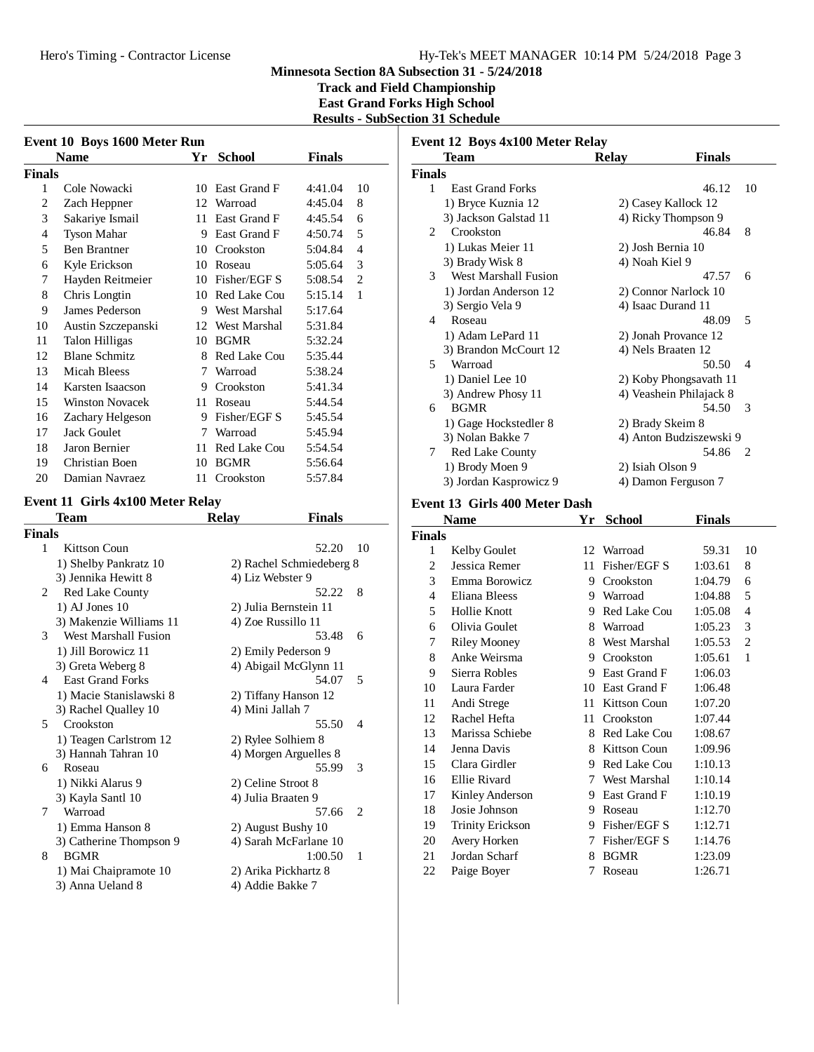# Minnesota Section 8A Subsection 31 - 5/24/2018
## Track and Field Championship
## East Grand Forks High School
## Results - SubSection 31 Schedule

### Event 10 Boys 1600 Meter Run

**Finals**

| | Name | Yr | School | Finals | |
|---|---|---|---|---|---|
| 1 | Cole Nowacki | 10 | East Grand F | 4:41.04 | 10 |
| 2 | Zach Heppner | 12 | Warroad | 4:45.04 | 8 |
| 3 | Sakariye Ismail | 11 | East Grand F | 4:45.54 | 6 |
| 4 | Tyson Mahar | 9 | East Grand F | 4:50.74 | 5 |
| 5 | Ben Brantner | 10 | Crookston | 5:04.84 | 4 |
| 6 | Kyle Erickson | 10 | Roseau | 5:05.64 | 3 |
| 7 | Hayden Reitmeier | 10 | Fisher/EGF S | 5:08.54 | 2 |
| 8 | Chris Longtin | 10 | Red Lake Cou | 5:15.14 | 1 |
| 9 | James Pederson | 9 | West Marshal | 5:17.64 | |
| 10 | Austin Szczepanski | 12 | West Marshal | 5:31.84 | |
| 11 | Talon Hilligas | 10 | BGMR | 5:32.24 | |
| 12 | Blane Schmitz | 8 | Red Lake Cou | 5:35.44 | |
| 13 | Micah Bleess | 7 | Warroad | 5:38.24 | |
| 14 | Karsten Isaacson | 9 | Crookston | 5:41.34 | |
| 15 | Winston Novacek | 11 | Roseau | 5:44.54 | |
| 16 | Zachary Helgeson | 9 | Fisher/EGF S | 5:45.54 | |
| 17 | Jack Goulet | 7 | Warroad | 5:45.94 | |
| 18 | Jaron Bernier | 11 | Red Lake Cou | 5:54.54 | |
| 19 | Christian Boen | 10 | BGMR | 5:56.64 | |
| 20 | Damian Navraez | 11 | Crookston | 5:57.84 | |

### Event 11 Girls 4x100 Meter Relay

**Finals**

| | Team | Relay | Finals | |
|---|---|---|---|---|
| 1 | Kittson Coun | | 52.20 | 10 |
| | 1) Shelby Pankratz 10 | 2) Rachel Schmiedeberg 8 | | |
| | 3) Jennika Hewitt 8 | 4) Liz Webster 9 | | |
| 2 | Red Lake County | | 52.22 | 8 |
| | 1) AJ Jones 10 | 2) Julia Bernstein 11 | | |
| | 3) Makenzie Williams 11 | 4) Zoe Russillo 11 | | |
| 3 | West Marshall Fusion | | 53.48 | 6 |
| | 1) Jill Borowicz 11 | 2) Emily Pederson 9 | | |
| | 3) Greta Weberg 8 | 4) Abigail McGlynn 11 | | |
| 4 | East Grand Forks | | 54.07 | 5 |
| | 1) Macie Stanislawski 8 | 2) Tiffany Hanson 12 | | |
| | 3) Rachel Qualley 10 | 4) Mini Jallah 7 | | |
| 5 | Crookston | | 55.50 | 4 |
| | 1) Teagen Carlstrom 12 | 2) Rylee Solhiem 8 | | |
| | 3) Hannah Tahran 10 | 4) Morgen Arguelles 8 | | |
| 6 | Roseau | | 55.99 | 3 |
| | 1) Nikki Alarus 9 | 2) Celine Stroot 8 | | |
| | 3) Kayla Santl 10 | 4) Julia Braaten 9 | | |
| 7 | Warroad | | 57.66 | 2 |
| | 1) Emma Hanson 8 | 2) August Bushy 10 | | |
| | 3) Catherine Thompson 9 | 4) Sarah McFarlane 10 | | |
| 8 | BGMR | | 1:00.50 | 1 |
| | 1) Mai Chaipramote 10 | 2) Arika Pickhartz 8 | | |
| | 3) Anna Ueland 8 | 4) Addie Bakke 7 | | |

### Event 12 Boys 4x100 Meter Relay

**Finals**

| | Team | Relay | Finals | |
|---|---|---|---|---|
| 1 | East Grand Forks | | 46.12 | 10 |
| | 1) Bryce Kuznia 12 | 2) Casey Kallock 12 | | |
| | 3) Jackson Galstad 11 | 4) Ricky Thompson 9 | | |
| 2 | Crookston | | 46.84 | 8 |
| | 1) Lukas Meier 11 | 2) Josh Bernia 10 | | |
| | 3) Brady Wisk 8 | 4) Noah Kiel 9 | | |
| 3 | West Marshall Fusion | | 47.57 | 6 |
| | 1) Jordan Anderson 12 | 2) Connor Narlock 10 | | |
| | 3) Sergio Vela 9 | 4) Isaac Durand 11 | | |
| 4 | Roseau | | 48.09 | 5 |
| | 1) Adam LePard 11 | 2) Jonah Provance 12 | | |
| | 3) Brandon McCourt 12 | 4) Nels Braaten 12 | | |
| 5 | Warroad | | 50.50 | 4 |
| | 1) Daniel Lee 10 | 2) Koby Phongsavath 11 | | |
| | 3) Andrew Phosy 11 | 4) Veashein Philajack 8 | | |
| 6 | BGMR | | 54.50 | 3 |
| | 1) Gage Hockstedler 8 | 2) Brady Skeim 8 | | |
| | 3) Nolan Bakke 7 | 4) Anton Budziszewski 9 | | |
| 7 | Red Lake County | | 54.86 | 2 |
| | 1) Brody Moen 9 | 2) Isiah Olson 9 | | |
| | 3) Jordan Kasprowicz 9 | 4) Damon Ferguson 7 | | |

### Event 13 Girls 400 Meter Dash

**Finals**

| | Name | Yr | School | Finals | |
|---|---|---|---|---|---|
| 1 | Kelby Goulet | 12 | Warroad | 59.31 | 10 |
| 2 | Jessica Remer | 11 | Fisher/EGF S | 1:03.61 | 8 |
| 3 | Emma Borowicz | 9 | Crookston | 1:04.79 | 6 |
| 4 | Eliana Bleess | 9 | Warroad | 1:04.88 | 5 |
| 5 | Hollie Knott | 9 | Red Lake Cou | 1:05.08 | 4 |
| 6 | Olivia Goulet | 8 | Warroad | 1:05.23 | 3 |
| 7 | Riley Mooney | 8 | West Marshal | 1:05.53 | 2 |
| 8 | Anke Weirsma | 9 | Crookston | 1:05.61 | 1 |
| 9 | Sierra Robles | 9 | East Grand F | 1:06.03 | |
| 10 | Laura Farder | 10 | East Grand F | 1:06.48 | |
| 11 | Andi Strege | 11 | Kittson Coun | 1:07.20 | |
| 12 | Rachel Hefta | 11 | Crookston | 1:07.44 | |
| 13 | Marissa Schiebe | 8 | Red Lake Cou | 1:08.67 | |
| 14 | Jenna Davis | 8 | Kittson Coun | 1:09.96 | |
| 15 | Clara Girdler | 9 | Red Lake Cou | 1:10.13 | |
| 16 | Ellie Rivard | 7 | West Marshal | 1:10.14 | |
| 17 | Kinley Anderson | 9 | East Grand F | 1:10.19 | |
| 18 | Josie Johnson | 9 | Roseau | 1:12.70 | |
| 19 | Trinity Erickson | 9 | Fisher/EGF S | 1:12.71 | |
| 20 | Avery Horken | 7 | Fisher/EGF S | 1:14.76 | |
| 21 | Jordan Scharf | 8 | BGMR | 1:23.09 | |
| 22 | Paige Boyer | 7 | Roseau | 1:26.71 | |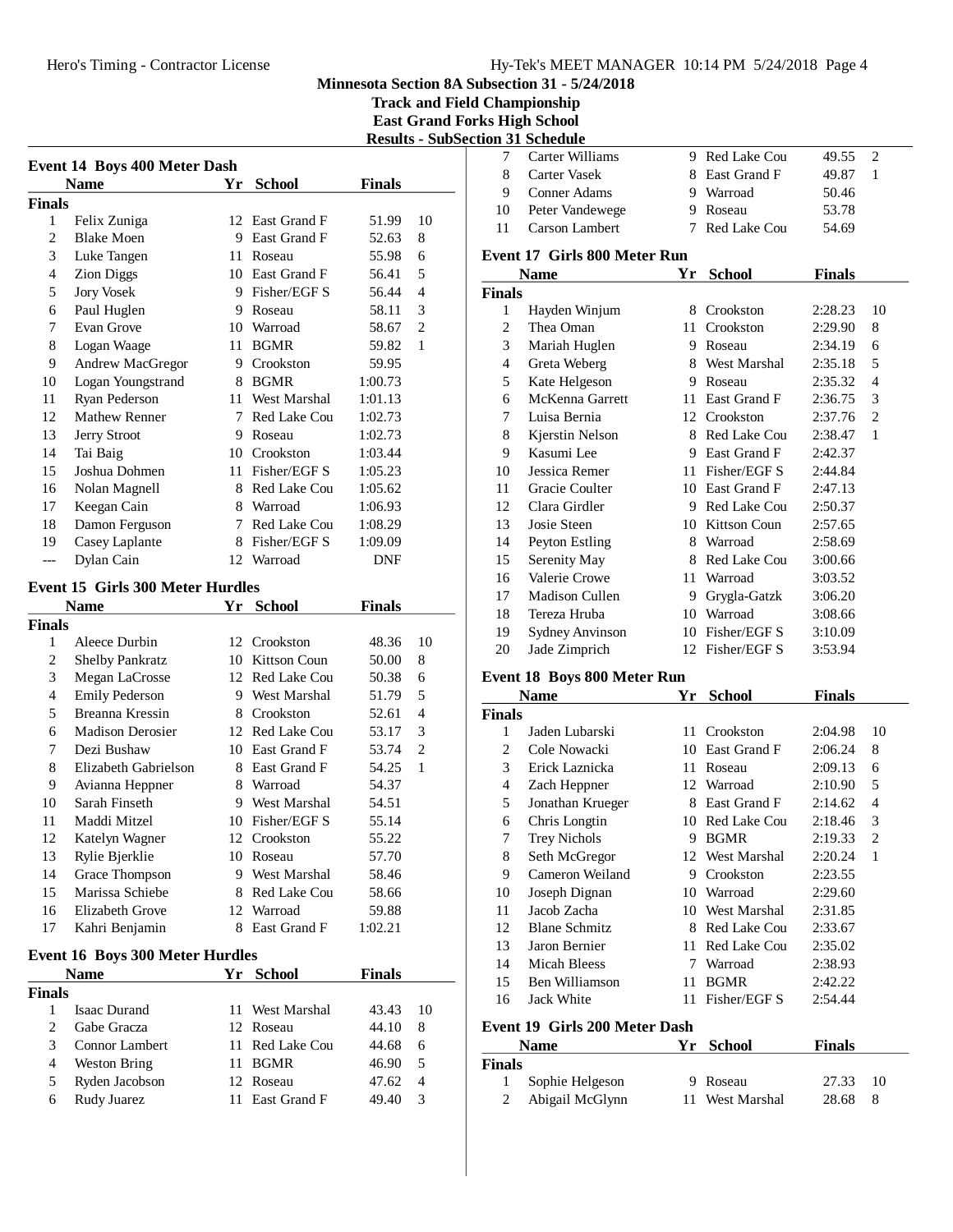# Minnesota Section 8A Subsection 31 - 5/24/2018
## Track and Field Championship
## East Grand Forks High School
## Results - SubSection 31 Schedule

### Event 14 Boys 400 Meter Dash

| | Name | Yr | School | Finals | |
|---|---|---|---|---|---|
| **Finals** | | | | | |
| 1 | Felix Zuniga | 12 | East Grand F | 51.99 | 10 |
| 2 | Blake Moen | 9 | East Grand F | 52.63 | 8 |
| 3 | Luke Tangen | 11 | Roseau | 55.98 | 6 |
| 4 | Zion Diggs | 10 | East Grand F | 56.41 | 5 |
| 5 | Jory Vosek | 9 | Fisher/EGF S | 56.44 | 4 |
| 6 | Paul Huglen | 9 | Roseau | 58.11 | 3 |
| 7 | Evan Grove | 10 | Warroad | 58.67 | 2 |
| 8 | Logan Waage | 11 | BGMR | 59.82 | 1 |
| 9 | Andrew MacGregor | 9 | Crookston | 59.95 | |
| 10 | Logan Youngstrand | 8 | BGMR | 1:00.73 | |
| 11 | Ryan Pederson | 11 | West Marshal | 1:01.13 | |
| 12 | Mathew Renner | 7 | Red Lake Cou | 1:02.73 | |
| 13 | Jerry Stroot | 9 | Roseau | 1:02.73 | |
| 14 | Tai Baig | 10 | Crookston | 1:03.44 | |
| 15 | Joshua Dohmen | 11 | Fisher/EGF S | 1:05.23 | |
| 16 | Nolan Magnell | 8 | Red Lake Cou | 1:05.62 | |
| 17 | Keegan Cain | 8 | Warroad | 1:06.93 | |
| 18 | Damon Ferguson | 7 | Red Lake Cou | 1:08.29 | |
| 19 | Casey Laplante | 8 | Fisher/EGF S | 1:09.09 | |
| --- | Dylan Cain | 12 | Warroad | DNF | |

### Event 15 Girls 300 Meter Hurdles

| | Name | Yr | School | Finals | |
|---|---|---|---|---|---|
| **Finals** | | | | | |
| 1 | Aleece Durbin | 12 | Crookston | 48.36 | 10 |
| 2 | Shelby Pankratz | 10 | Kittson Coun | 50.00 | 8 |
| 3 | Megan LaCrosse | 12 | Red Lake Cou | 50.38 | 6 |
| 4 | Emily Pederson | 9 | West Marshal | 51.79 | 5 |
| 5 | Breanna Kressin | 8 | Crookston | 52.61 | 4 |
| 6 | Madison Derosier | 12 | Red Lake Cou | 53.17 | 3 |
| 7 | Dezi Bushaw | 10 | East Grand F | 53.74 | 2 |
| 8 | Elizabeth Gabrielson | 8 | East Grand F | 54.25 | 1 |
| 9 | Avianna Heppner | 8 | Warroad | 54.37 | |
| 10 | Sarah Finseth | 9 | West Marshal | 54.51 | |
| 11 | Maddi Mitzel | 10 | Fisher/EGF S | 55.14 | |
| 12 | Katelyn Wagner | 12 | Crookston | 55.22 | |
| 13 | Rylie Bjerklie | 10 | Roseau | 57.70 | |
| 14 | Grace Thompson | 9 | West Marshal | 58.46 | |
| 15 | Marissa Schiebe | 8 | Red Lake Cou | 58.66 | |
| 16 | Elizabeth Grove | 12 | Warroad | 59.88 | |
| 17 | Kahri Benjamin | 8 | East Grand F | 1:02.21 | |

### Event 16 Boys 300 Meter Hurdles

| | Name | Yr | School | Finals | |
|---|---|---|---|---|---|
| **Finals** | | | | | |
| 1 | Isaac Durand | 11 | West Marshal | 43.43 | 10 |
| 2 | Gabe Gracza | 12 | Roseau | 44.10 | 8 |
| 3 | Connor Lambert | 11 | Red Lake Cou | 44.68 | 6 |
| 4 | Weston Bring | 11 | BGMR | 46.90 | 5 |
| 5 | Ryden Jacobson | 12 | Roseau | 47.62 | 4 |
| 6 | Rudy Juarez | 11 | East Grand F | 49.40 | 3 |
| 7 | Carter Williams | 9 | Red Lake Cou | 49.55 | 2 |
| 8 | Carter Vasek | 8 | East Grand F | 49.87 | 1 |
| 9 | Conner Adams | 9 | Warroad | 50.46 | |
| 10 | Peter Vandewege | 9 | Roseau | 53.78 | |
| 11 | Carson Lambert | 7 | Red Lake Cou | 54.69 | |

### Event 17 Girls 800 Meter Run

| | Name | Yr | School | Finals | |
|---|---|---|---|---|---|
| **Finals** | | | | | |
| 1 | Hayden Winjum | 8 | Crookston | 2:28.23 | 10 |
| 2 | Thea Oman | 11 | Crookston | 2:29.90 | 8 |
| 3 | Mariah Huglen | 9 | Roseau | 2:34.19 | 6 |
| 4 | Greta Weberg | 8 | West Marshal | 2:35.18 | 5 |
| 5 | Kate Helgeson | 9 | Roseau | 2:35.32 | 4 |
| 6 | McKenna Garrett | 11 | East Grand F | 2:36.75 | 3 |
| 7 | Luisa Bernia | 12 | Crookston | 2:37.76 | 2 |
| 8 | Kjerstin Nelson | 8 | Red Lake Cou | 2:38.47 | 1 |
| 9 | Kasumi Lee | 9 | East Grand F | 2:42.37 | |
| 10 | Jessica Remer | 11 | Fisher/EGF S | 2:44.84 | |
| 11 | Gracie Coulter | 10 | East Grand F | 2:47.13 | |
| 12 | Clara Girdler | 9 | Red Lake Cou | 2:50.37 | |
| 13 | Josie Steen | 10 | Kittson Coun | 2:57.65 | |
| 14 | Peyton Estling | 8 | Warroad | 2:58.69 | |
| 15 | Serenity May | 8 | Red Lake Cou | 3:00.66 | |
| 16 | Valerie Crowe | 11 | Warroad | 3:03.52 | |
| 17 | Madison Cullen | 9 | Grygla-Gatzk | 3:06.20 | |
| 18 | Tereza Hruba | 10 | Warroad | 3:08.66 | |
| 19 | Sydney Anvinson | 10 | Fisher/EGF S | 3:10.09 | |
| 20 | Jade Zimprich | 12 | Fisher/EGF S | 3:53.94 | |

### Event 18 Boys 800 Meter Run

| | Name | Yr | School | Finals | |
|---|---|---|---|---|---|
| **Finals** | | | | | |
| 1 | Jaden Lubarski | 11 | Crookston | 2:04.98 | 10 |
| 2 | Cole Nowacki | 10 | East Grand F | 2:06.24 | 8 |
| 3 | Erick Laznicka | 11 | Roseau | 2:09.13 | 6 |
| 4 | Zach Heppner | 12 | Warroad | 2:10.90 | 5 |
| 5 | Jonathan Krueger | 8 | East Grand F | 2:14.62 | 4 |
| 6 | Chris Longtin | 10 | Red Lake Cou | 2:18.46 | 3 |
| 7 | Trey Nichols | 9 | BGMR | 2:19.33 | 2 |
| 8 | Seth McGregor | 12 | West Marshal | 2:20.24 | 1 |
| 9 | Cameron Weiland | 9 | Crookston | 2:23.55 | |
| 10 | Joseph Dignan | 10 | Warroad | 2:29.60 | |
| 11 | Jacob Zacha | 10 | West Marshal | 2:31.85 | |
| 12 | Blane Schmitz | 8 | Red Lake Cou | 2:33.67 | |
| 13 | Jaron Bernier | 11 | Red Lake Cou | 2:35.02 | |
| 14 | Micah Bleess | 7 | Warroad | 2:38.93 | |
| 15 | Ben Williamson | 11 | BGMR | 2:42.22 | |
| 16 | Jack White | 11 | Fisher/EGF S | 2:54.44 | |

### Event 19 Girls 200 Meter Dash

| | Name | Yr | School | Finals | |
|---|---|---|---|---|---|
| **Finals** | | | | | |
| 1 | Sophie Helgeson | 9 | Roseau | 27.33 | 10 |
| 2 | Abigail McGlynn | 11 | West Marshal | 28.68 | 8 |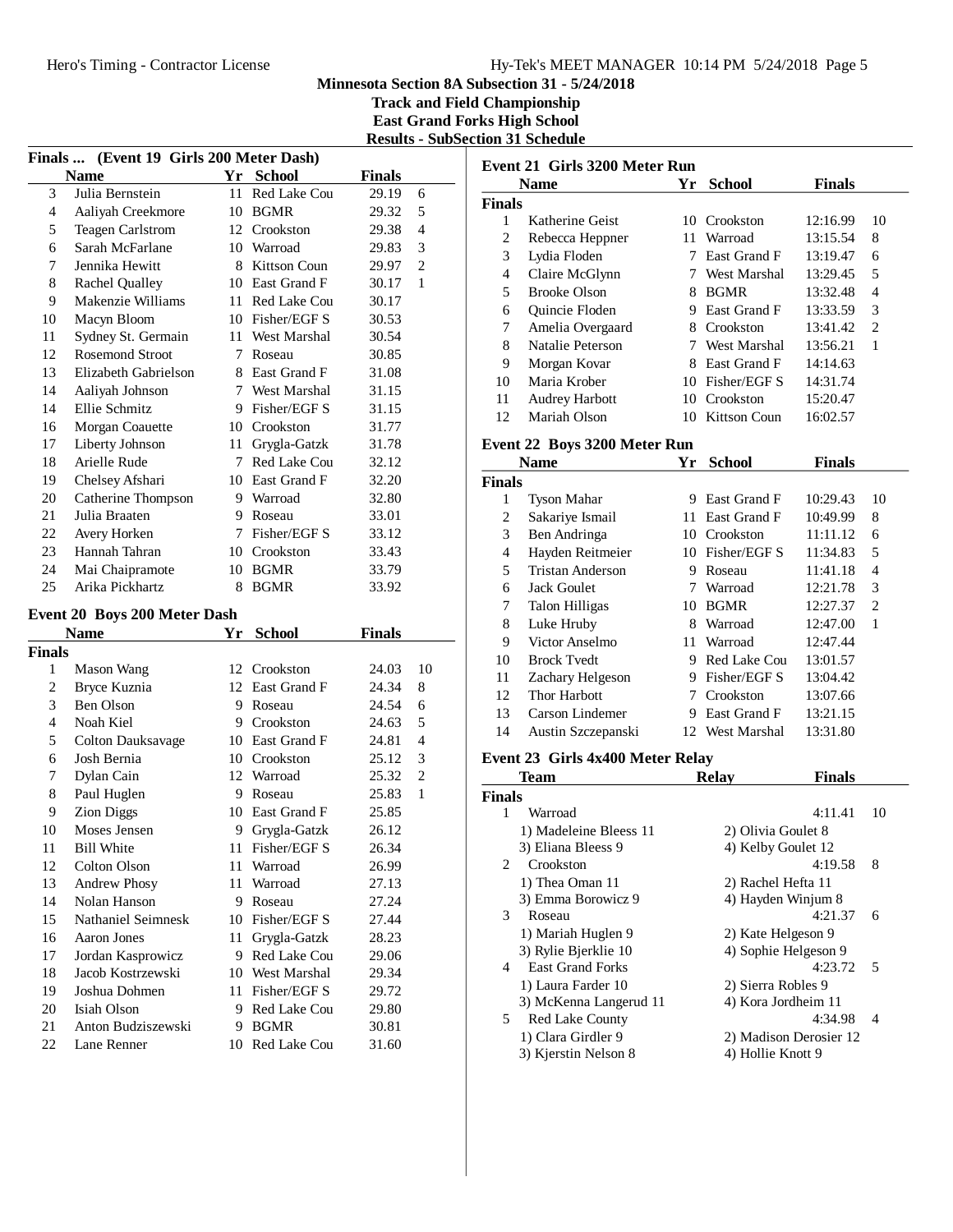Minnesota Section 8A Subsection 31 - 5/24/2018

Track and Field Championship

East Grand Forks High School

Results - SubSection 31 Schedule

### Finals ... (Event 19 Girls 200 Meter Dash)

| | Name | Yr | School | Finals | |
|---|---|---|---|---|---|
| 3 | Julia Bernstein | 11 | Red Lake Cou | 29.19 | 6 |
| 4 | Aaliyah Creekmore | 10 | BGMR | 29.32 | 5 |
| 5 | Teagen Carlstrom | 12 | Crookston | 29.38 | 4 |
| 6 | Sarah McFarlane | 10 | Warroad | 29.83 | 3 |
| 7 | Jennika Hewitt | 8 | Kittson Coun | 29.97 | 2 |
| 8 | Rachel Qualley | 10 | East Grand F | 30.17 | 1 |
| 9 | Makenzie Williams | 11 | Red Lake Cou | 30.17 | |
| 10 | Macyn Bloom | 10 | Fisher/EGF S | 30.53 | |
| 11 | Sydney St. Germain | 11 | West Marshal | 30.54 | |
| 12 | Rosemond Stroot | 7 | Roseau | 30.85 | |
| 13 | Elizabeth Gabrielson | 8 | East Grand F | 31.08 | |
| 14 | Aaliyah Johnson | 7 | West Marshal | 31.15 | |
| 14 | Ellie Schmitz | 9 | Fisher/EGF S | 31.15 | |
| 16 | Morgan Coauette | 10 | Crookston | 31.77 | |
| 17 | Liberty Johnson | 11 | Grygla-Gatzk | 31.78 | |
| 18 | Arielle Rude | 7 | Red Lake Cou | 32.12 | |
| 19 | Chelsey Afshari | 10 | East Grand F | 32.20 | |
| 20 | Catherine Thompson | 9 | Warroad | 32.80 | |
| 21 | Julia Braaten | 9 | Roseau | 33.01 | |
| 22 | Avery Horken | 7 | Fisher/EGF S | 33.12 | |
| 23 | Hannah Tahran | 10 | Crookston | 33.43 | |
| 24 | Mai Chaipramote | 10 | BGMR | 33.79 | |
| 25 | Arika Pickhartz | 8 | BGMR | 33.92 | |

### Event 20 Boys 200 Meter Dash

**Finals**

| | Name | Yr | School | Finals | |
|---|---|---|---|---|---|
| 1 | Mason Wang | 12 | Crookston | 24.03 | 10 |
| 2 | Bryce Kuznia | 12 | East Grand F | 24.34 | 8 |
| 3 | Ben Olson | 9 | Roseau | 24.54 | 6 |
| 4 | Noah Kiel | 9 | Crookston | 24.63 | 5 |
| 5 | Colton Dauksavage | 10 | East Grand F | 24.81 | 4 |
| 6 | Josh Bernia | 10 | Crookston | 25.12 | 3 |
| 7 | Dylan Cain | 12 | Warroad | 25.32 | 2 |
| 8 | Paul Huglen | 9 | Roseau | 25.83 | 1 |
| 9 | Zion Diggs | 10 | East Grand F | 25.85 | |
| 10 | Moses Jensen | 9 | Grygla-Gatzk | 26.12 | |
| 11 | Bill White | 11 | Fisher/EGF S | 26.34 | |
| 12 | Colton Olson | 11 | Warroad | 26.99 | |
| 13 | Andrew Phosy | 11 | Warroad | 27.13 | |
| 14 | Nolan Hanson | 9 | Roseau | 27.24 | |
| 15 | Nathaniel Seimnesk | 10 | Fisher/EGF S | 27.44 | |
| 16 | Aaron Jones | 11 | Grygla-Gatzk | 28.23 | |
| 17 | Jordan Kasprowicz | 9 | Red Lake Cou | 29.06 | |
| 18 | Jacob Kostrzewski | 10 | West Marshal | 29.34 | |
| 19 | Joshua Dohmen | 11 | Fisher/EGF S | 29.72 | |
| 20 | Isiah Olson | 9 | Red Lake Cou | 29.80 | |
| 21 | Anton Budziszewski | 9 | BGMR | 30.81 | |
| 22 | Lane Renner | 10 | Red Lake Cou | 31.60 | |

### Event 21 Girls 3200 Meter Run

**Finals**

| | Name | Yr | School | Finals | |
|---|---|---|---|---|---|
| 1 | Katherine Geist | 10 | Crookston | 12:16.99 | 10 |
| 2 | Rebecca Heppner | 11 | Warroad | 13:15.54 | 8 |
| 3 | Lydia Floden | 7 | East Grand F | 13:19.47 | 6 |
| 4 | Claire McGlynn | 7 | West Marshal | 13:29.45 | 5 |
| 5 | Brooke Olson | 8 | BGMR | 13:32.48 | 4 |
| 6 | Quincie Floden | 9 | East Grand F | 13:33.59 | 3 |
| 7 | Amelia Overgaard | 8 | Crookston | 13:41.42 | 2 |
| 8 | Natalie Peterson | 7 | West Marshal | 13:56.21 | 1 |
| 9 | Morgan Kovar | 8 | East Grand F | 14:14.63 | |
| 10 | Maria Krober | 10 | Fisher/EGF S | 14:31.74 | |
| 11 | Audrey Harbott | 10 | Crookston | 15:20.47 | |
| 12 | Mariah Olson | 10 | Kittson Coun | 16:02.57 | |

### Event 22 Boys 3200 Meter Run

**Finals**

| | Name | Yr | School | Finals | |
|---|---|---|---|---|---|
| 1 | Tyson Mahar | 9 | East Grand F | 10:29.43 | 10 |
| 2 | Sakariye Ismail | 11 | East Grand F | 10:49.99 | 8 |
| 3 | Ben Andringa | 10 | Crookston | 11:11.12 | 6 |
| 4 | Hayden Reitmeier | 10 | Fisher/EGF S | 11:34.83 | 5 |
| 5 | Tristan Anderson | 9 | Roseau | 11:41.18 | 4 |
| 6 | Jack Goulet | 7 | Warroad | 12:21.78 | 3 |
| 7 | Talon Hilligas | 10 | BGMR | 12:27.37 | 2 |
| 8 | Luke Hruby | 8 | Warroad | 12:47.00 | 1 |
| 9 | Victor Anselmo | 11 | Warroad | 12:47.44 | |
| 10 | Brock Tvedt | 9 | Red Lake Cou | 13:01.57 | |
| 11 | Zachary Helgeson | 9 | Fisher/EGF S | 13:04.42 | |
| 12 | Thor Harbott | 7 | Crookston | 13:07.66 | |
| 13 | Carson Lindemer | 9 | East Grand F | 13:21.15 | |
| 14 | Austin Szczepanski | 12 | West Marshal | 13:31.80 | |

### Event 23 Girls 4x400 Meter Relay

**Finals**

| | Team | Relay | Finals | |
|---|---|---|---|---|
| 1 | Warroad | | 4:11.41 | 10 |
| | 1) Madeleine Bleess 11 | 2) Olivia Goulet 8 | | |
| | 3) Eliana Bleess 9 | 4) Kelby Goulet 12 | | |
| 2 | Crookston | | 4:19.58 | 8 |
| | 1) Thea Oman 11 | 2) Rachel Hefta 11 | | |
| | 3) Emma Borowicz 9 | 4) Hayden Winjum 8 | | |
| 3 | Roseau | | 4:21.37 | 6 |
| | 1) Mariah Huglen 9 | 2) Kate Helgeson 9 | | |
| | 3) Rylie Bjerklie 10 | 4) Sophie Helgeson 9 | | |
| 4 | East Grand Forks | | 4:23.72 | 5 |
| | 1) Laura Farder 10 | 2) Sierra Robles 9 | | |
| | 3) McKenna Langerud 11 | 4) Kora Jordheim 11 | | |
| 5 | Red Lake County | | 4:34.98 | 4 |
| | 1) Clara Girdler 9 | 2) Madison Derosier 12 | | |
| | 3) Kjerstin Nelson 8 | 4) Hollie Knott 9 | | |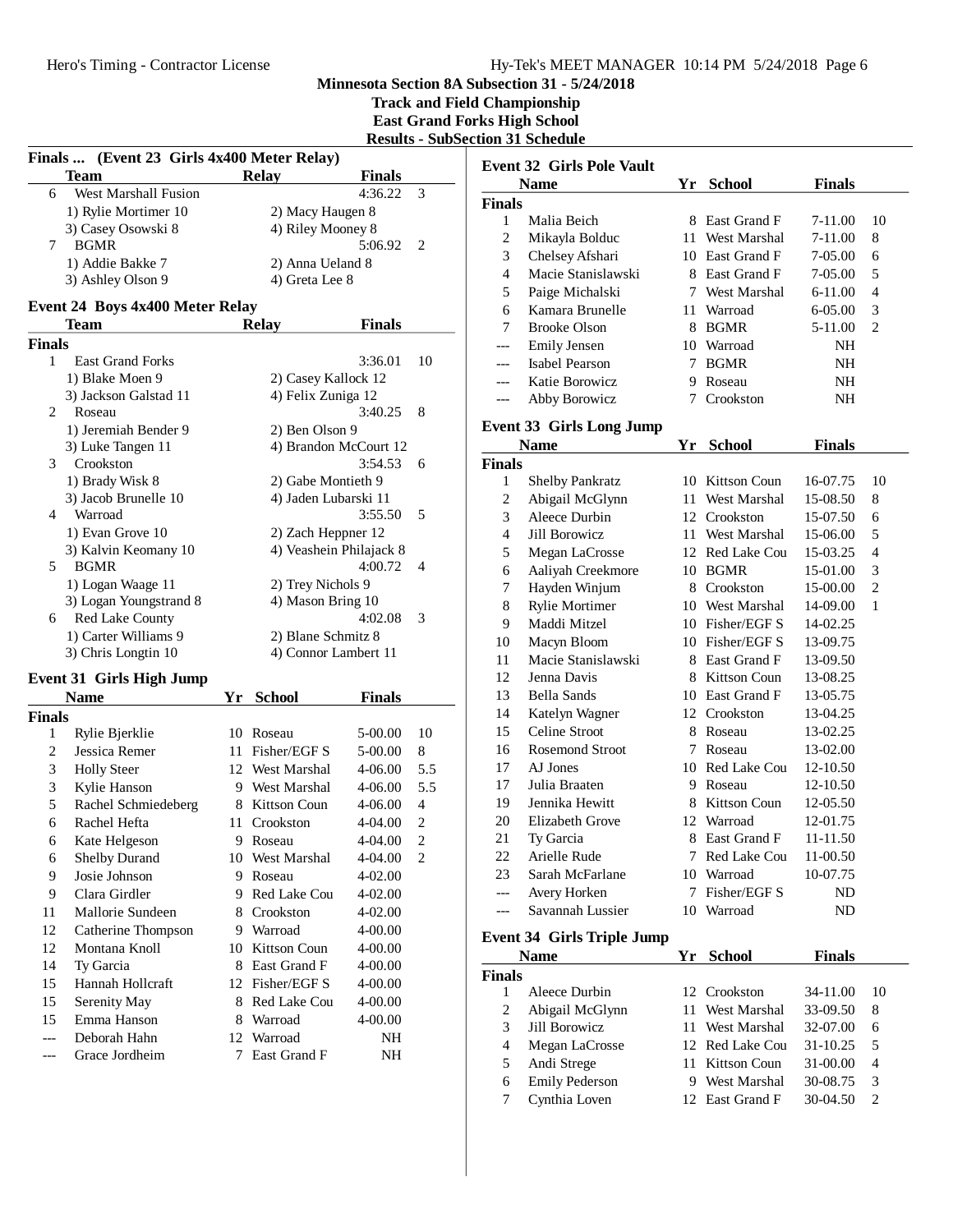Minnesota Section 8A Subsection 31 - 5/24/2018

Track and Field Championship

East Grand Forks High School

Results - SubSection 31 Schedule

### Finals ... (Event 23 Girls 4x400 Meter Relay)

| | Team | Relay | Finals | |
|---|---|---|---|---|
| 6 | West Marshall Fusion | | 4:36.22 | 3 |
| | 1) Rylie Mortimer 10 | 2) Macy Haugen 8 | | |
| | 3) Casey Osowski 8 | 4) Riley Mooney 8 | | |
| 7 | BGMR | | 5:06.92 | 2 |
| | 1) Addie Bakke 7 | 2) Anna Ueland 8 | | |
| | 3) Ashley Olson 9 | 4) Greta Lee 8 | | |

### Event 24 Boys 4x400 Meter Relay

| | Team | Relay | Finals | |
|---|---|---|---|---|
| **Finals** | | | | |
| 1 | East Grand Forks | | 3:36.01 | 10 |
| | 1) Blake Moen 9 | 2) Casey Kallock 12 | | |
| | 3) Jackson Galstad 11 | 4) Felix Zuniga 12 | | |
| 2 | Roseau | | 3:40.25 | 8 |
| | 1) Jeremiah Bender 9 | 2) Ben Olson 9 | | |
| | 3) Luke Tangen 11 | 4) Brandon McCourt 12 | | |
| 3 | Crookston | | 3:54.53 | 6 |
| | 1) Brady Wisk 8 | 2) Gabe Montieth 9 | | |
| | 3) Jacob Brunelle 10 | 4) Jaden Lubarski 11 | | |
| 4 | Warroad | | 3:55.50 | 5 |
| | 1) Evan Grove 10 | 2) Zach Heppner 12 | | |
| | 3) Kalvin Keomany 10 | 4) Veashein Philajack 8 | | |
| 5 | BGMR | | 4:00.72 | 4 |
| | 1) Logan Waage 11 | 2) Trey Nichols 9 | | |
| | 3) Logan Youngstrand 8 | 4) Mason Bring 10 | | |
| 6 | Red Lake County | | 4:02.08 | 3 |
| | 1) Carter Williams 9 | 2) Blane Schmitz 8 | | |
| | 3) Chris Longtin 10 | 4) Connor Lambert 11 | | |

### Event 31 Girls High Jump

| | Name | Yr | School | Finals | |
|---|---|---|---|---|---|
| **Finals** | | | | | |
| 1 | Rylie Bjerklie | 10 | Roseau | 5-00.00 | 10 |
| 2 | Jessica Remer | 11 | Fisher/EGF S | 5-00.00 | 8 |
| 3 | Holly Steer | 12 | West Marshal | 4-06.00 | 5.5 |
| 3 | Kylie Hanson | 9 | West Marshal | 4-06.00 | 5.5 |
| 5 | Rachel Schmiedeberg | 8 | Kittson Coun | 4-06.00 | 4 |
| 6 | Rachel Hefta | 11 | Crookston | 4-04.00 | 2 |
| 6 | Kate Helgeson | 9 | Roseau | 4-04.00 | 2 |
| 6 | Shelby Durand | 10 | West Marshal | 4-04.00 | 2 |
| 9 | Josie Johnson | 9 | Roseau | 4-02.00 | |
| 9 | Clara Girdler | 9 | Red Lake Cou | 4-02.00 | |
| 11 | Mallorie Sundeen | 8 | Crookston | 4-02.00 | |
| 12 | Catherine Thompson | 9 | Warroad | 4-00.00 | |
| 12 | Montana Knoll | 10 | Kittson Coun | 4-00.00 | |
| 14 | Ty Garcia | 8 | East Grand F | 4-00.00 | |
| 15 | Hannah Hollcraft | 12 | Fisher/EGF S | 4-00.00 | |
| 15 | Serenity May | 8 | Red Lake Cou | 4-00.00 | |
| 15 | Emma Hanson | 8 | Warroad | 4-00.00 | |
| --- | Deborah Hahn | 12 | Warroad | NH | |
| --- | Grace Jordheim | 7 | East Grand F | NH | |

### Event 32 Girls Pole Vault

| | Name | Yr | School | Finals | |
|---|---|---|---|---|---|
| **Finals** | | | | | |
| 1 | Malia Beich | 8 | East Grand F | 7-11.00 | 10 |
| 2 | Mikayla Bolduc | 11 | West Marshal | 7-11.00 | 8 |
| 3 | Chelsey Afshari | 10 | East Grand F | 7-05.00 | 6 |
| 4 | Macie Stanislawski | 8 | East Grand F | 7-05.00 | 5 |
| 5 | Paige Michalski | 7 | West Marshal | 6-11.00 | 4 |
| 6 | Kamara Brunelle | 11 | Warroad | 6-05.00 | 3 |
| 7 | Brooke Olson | 8 | BGMR | 5-11.00 | 2 |
| --- | Emily Jensen | 10 | Warroad | NH | |
| --- | Isabel Pearson | 7 | BGMR | NH | |
| --- | Katie Borowicz | 9 | Roseau | NH | |
| --- | Abby Borowicz | 7 | Crookston | NH | |

### Event 33 Girls Long Jump

| | Name | Yr | School | Finals | |
|---|---|---|---|---|---|
| **Finals** | | | | | |
| 1 | Shelby Pankratz | 10 | Kittson Coun | 16-07.75 | 10 |
| 2 | Abigail McGlynn | 11 | West Marshal | 15-08.50 | 8 |
| 3 | Aleece Durbin | 12 | Crookston | 15-07.50 | 6 |
| 4 | Jill Borowicz | 11 | West Marshal | 15-06.00 | 5 |
| 5 | Megan LaCrosse | 12 | Red Lake Cou | 15-03.25 | 4 |
| 6 | Aaliyah Creekmore | 10 | BGMR | 15-01.00 | 3 |
| 7 | Hayden Winjum | 8 | Crookston | 15-00.00 | 2 |
| 8 | Rylie Mortimer | 10 | West Marshal | 14-09.00 | 1 |
| 9 | Maddi Mitzel | 10 | Fisher/EGF S | 14-02.25 | |
| 10 | Macyn Bloom | 10 | Fisher/EGF S | 13-09.75 | |
| 11 | Macie Stanislawski | 8 | East Grand F | 13-09.50 | |
| 12 | Jenna Davis | 8 | Kittson Coun | 13-08.25 | |
| 13 | Bella Sands | 10 | East Grand F | 13-05.75 | |
| 14 | Katelyn Wagner | 12 | Crookston | 13-04.25 | |
| 15 | Celine Stroot | 8 | Roseau | 13-02.25 | |
| 16 | Rosemond Stroot | 7 | Roseau | 13-02.00 | |
| 17 | AJ Jones | 10 | Red Lake Cou | 12-10.50 | |
| 17 | Julia Braaten | 9 | Roseau | 12-10.50 | |
| 19 | Jennika Hewitt | 8 | Kittson Coun | 12-05.50 | |
| 20 | Elizabeth Grove | 12 | Warroad | 12-01.75 | |
| 21 | Ty Garcia | 8 | East Grand F | 11-11.50 | |
| 22 | Arielle Rude | 7 | Red Lake Cou | 11-00.50 | |
| 23 | Sarah McFarlane | 10 | Warroad | 10-07.75 | |
| --- | Avery Horken | 7 | Fisher/EGF S | ND | |
| --- | Savannah Lussier | 10 | Warroad | ND | |

### Event 34 Girls Triple Jump

| | Name | Yr | School | Finals | |
|---|---|---|---|---|---|
| **Finals** | | | | | |
| 1 | Aleece Durbin | 12 | Crookston | 34-11.00 | 10 |
| 2 | Abigail McGlynn | 11 | West Marshal | 33-09.50 | 8 |
| 3 | Jill Borowicz | 11 | West Marshal | 32-07.00 | 6 |
| 4 | Megan LaCrosse | 12 | Red Lake Cou | 31-10.25 | 5 |
| 5 | Andi Strege | 11 | Kittson Coun | 31-00.00 | 4 |
| 6 | Emily Pederson | 9 | West Marshal | 30-08.75 | 3 |
| 7 | Cynthia Loven | 12 | East Grand F | 30-04.50 | 2 |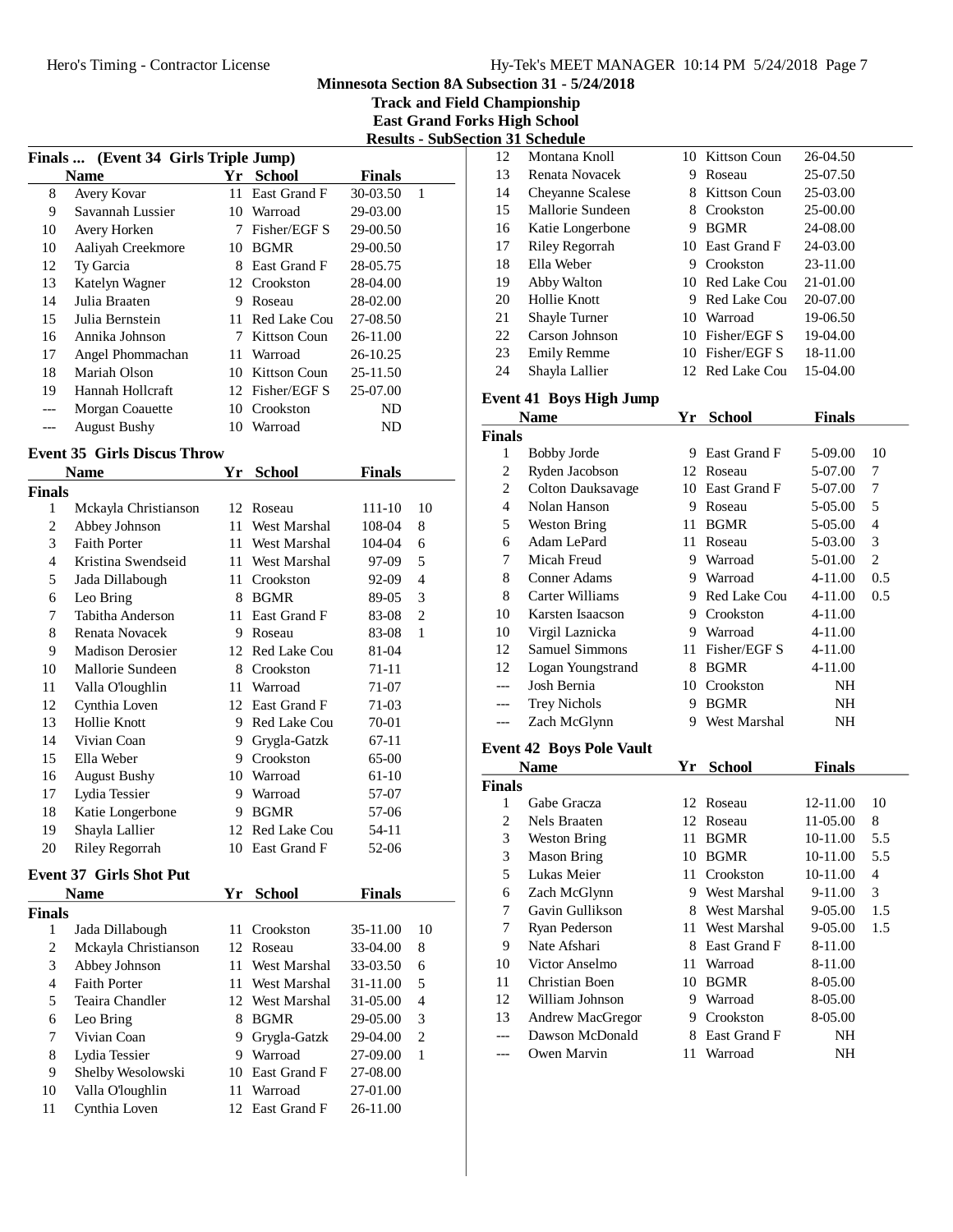# Minnesota Section 8A Subsection 31 - 5/24/2018

## Track and Field Championship

## East Grand Forks High School

## Results - SubSection 31 Schedule

### Finals ... (Event 34 Girls Triple Jump)

| | Name | Yr | School | Finals | |
|---|---|---|---|---|---|
| 8 | Avery Kovar | 11 | East Grand F | 30-03.50 | 1 |
| 9 | Savannah Lussier | 10 | Warroad | 29-03.00 | |
| 10 | Avery Horken | 7 | Fisher/EGF S | 29-00.50 | |
| 10 | Aaliyah Creekmore | 10 | BGMR | 29-00.50 | |
| 12 | Ty Garcia | 8 | East Grand F | 28-05.75 | |
| 13 | Katelyn Wagner | 12 | Crookston | 28-04.00 | |
| 14 | Julia Braaten | 9 | Roseau | 28-02.00 | |
| 15 | Julia Bernstein | 11 | Red Lake Cou | 27-08.50 | |
| 16 | Annika Johnson | 7 | Kittson Coun | 26-11.00 | |
| 17 | Angel Phommachan | 11 | Warroad | 26-10.25 | |
| 18 | Mariah Olson | 10 | Kittson Coun | 25-11.50 | |
| 19 | Hannah Hollcraft | 12 | Fisher/EGF S | 25-07.00 | |
| --- | Morgan Coauette | 10 | Crookston | ND | |
| --- | August Bushy | 10 | Warroad | ND | |

### Event 35 Girls Discus Throw

| | Name | Yr | School | Finals | |
|---|---|---|---|---|---|
| **Finals** | | | | | |
| 1 | Mckayla Christianson | 12 | Roseau | 111-10 | 10 |
| 2 | Abbey Johnson | 11 | West Marshal | 108-04 | 8 |
| 3 | Faith Porter | 11 | West Marshal | 104-04 | 6 |
| 4 | Kristina Swendseid | 11 | West Marshal | 97-09 | 5 |
| 5 | Jada Dillabough | 11 | Crookston | 92-09 | 4 |
| 6 | Leo Bring | 8 | BGMR | 89-05 | 3 |
| 7 | Tabitha Anderson | 11 | East Grand F | 83-08 | 2 |
| 8 | Renata Novacek | 9 | Roseau | 83-08 | 1 |
| 9 | Madison Derosier | 12 | Red Lake Cou | 81-04 | |
| 10 | Mallorie Sundeen | 8 | Crookston | 71-11 | |
| 11 | Valla O'loughlin | 11 | Warroad | 71-07 | |
| 12 | Cynthia Loven | 12 | East Grand F | 71-03 | |
| 13 | Hollie Knott | 9 | Red Lake Cou | 70-01 | |
| 14 | Vivian Coan | 9 | Grygla-Gatzk | 67-11 | |
| 15 | Ella Weber | 9 | Crookston | 65-00 | |
| 16 | August Bushy | 10 | Warroad | 61-10 | |
| 17 | Lydia Tessier | 9 | Warroad | 57-07 | |
| 18 | Katie Longerbone | 9 | BGMR | 57-06 | |
| 19 | Shayla Lallier | 12 | Red Lake Cou | 54-11 | |
| 20 | Riley Regorrah | 10 | East Grand F | 52-06 | |

### Event 37 Girls Shot Put

| | Name | Yr | School | Finals | |
|---|---|---|---|---|---|
| **Finals** | | | | | |
| 1 | Jada Dillabough | 11 | Crookston | 35-11.00 | 10 |
| 2 | Mckayla Christianson | 12 | Roseau | 33-04.00 | 8 |
| 3 | Abbey Johnson | 11 | West Marshal | 33-03.50 | 6 |
| 4 | Faith Porter | 11 | West Marshal | 31-11.00 | 5 |
| 5 | Teaira Chandler | 12 | West Marshal | 31-05.00 | 4 |
| 6 | Leo Bring | 8 | BGMR | 29-05.00 | 3 |
| 7 | Vivian Coan | 9 | Grygla-Gatzk | 29-04.00 | 2 |
| 8 | Lydia Tessier | 9 | Warroad | 27-09.00 | 1 |
| 9 | Shelby Wesolowski | 10 | East Grand F | 27-08.00 | |
| 10 | Valla O'loughlin | 11 | Warroad | 27-01.00 | |
| 11 | Cynthia Loven | 12 | East Grand F | 26-11.00 | |
| 12 | Montana Knoll | 10 | Kittson Coun | 26-04.50 | |
| 13 | Renata Novacek | 9 | Roseau | 25-07.50 | |
| 14 | Cheyanne Scalese | 8 | Kittson Coun | 25-03.00 | |
| 15 | Mallorie Sundeen | 8 | Crookston | 25-00.00 | |
| 16 | Katie Longerbone | 9 | BGMR | 24-08.00 | |
| 17 | Riley Regorrah | 10 | East Grand F | 24-03.00 | |
| 18 | Ella Weber | 9 | Crookston | 23-11.00 | |
| 19 | Abby Walton | 10 | Red Lake Cou | 21-01.00 | |
| 20 | Hollie Knott | 9 | Red Lake Cou | 20-07.00 | |
| 21 | Shayle Turner | 10 | Warroad | 19-06.50 | |
| 22 | Carson Johnson | 10 | Fisher/EGF S | 19-04.00 | |
| 23 | Emily Remme | 10 | Fisher/EGF S | 18-11.00 | |
| 24 | Shayla Lallier | 12 | Red Lake Cou | 15-04.00 | |

### Event 41 Boys High Jump

| | Name | Yr | School | Finals | |
|---|---|---|---|---|---|
| **Finals** | | | | | |
| 1 | Bobby Jorde | 9 | East Grand F | 5-09.00 | 10 |
| 2 | Ryden Jacobson | 12 | Roseau | 5-07.00 | 7 |
| 2 | Colton Dauksavage | 10 | East Grand F | 5-07.00 | 7 |
| 4 | Nolan Hanson | 9 | Roseau | 5-05.00 | 5 |
| 5 | Weston Bring | 11 | BGMR | 5-05.00 | 4 |
| 6 | Adam LePard | 11 | Roseau | 5-03.00 | 3 |
| 7 | Micah Freud | 9 | Warroad | 5-01.00 | 2 |
| 8 | Conner Adams | 9 | Warroad | 4-11.00 | 0.5 |
| 8 | Carter Williams | 9 | Red Lake Cou | 4-11.00 | 0.5 |
| 10 | Karsten Isaacson | 9 | Crookston | 4-11.00 | |
| 10 | Virgil Laznicka | 9 | Warroad | 4-11.00 | |
| 12 | Samuel Simmons | 11 | Fisher/EGF S | 4-11.00 | |
| 12 | Logan Youngstrand | 8 | BGMR | 4-11.00 | |
| --- | Josh Bernia | 10 | Crookston | NH | |
| --- | Trey Nichols | 9 | BGMR | NH | |
| --- | Zach McGlynn | 9 | West Marshal | NH | |

### Event 42 Boys Pole Vault

| | Name | Yr | School | Finals | |
|---|---|---|---|---|---|
| **Finals** | | | | | |
| 1 | Gabe Gracza | 12 | Roseau | 12-11.00 | 10 |
| 2 | Nels Braaten | 12 | Roseau | 11-05.00 | 8 |
| 3 | Weston Bring | 11 | BGMR | 10-11.00 | 5.5 |
| 3 | Mason Bring | 10 | BGMR | 10-11.00 | 5.5 |
| 5 | Lukas Meier | 11 | Crookston | 10-11.00 | 4 |
| 6 | Zach McGlynn | 9 | West Marshal | 9-11.00 | 3 |
| 7 | Gavin Gullikson | 8 | West Marshal | 9-05.00 | 1.5 |
| 7 | Ryan Pederson | 11 | West Marshal | 9-05.00 | 1.5 |
| 9 | Nate Afshari | 8 | East Grand F | 8-11.00 | |
| 10 | Victor Anselmo | 11 | Warroad | 8-11.00 | |
| 11 | Christian Boen | 10 | BGMR | 8-05.00 | |
| 12 | William Johnson | 9 | Warroad | 8-05.00 | |
| 13 | Andrew MacGregor | 9 | Crookston | 8-05.00 | |
| --- | Dawson McDonald | 8 | East Grand F | NH | |
| --- | Owen Marvin | 11 | Warroad | NH | |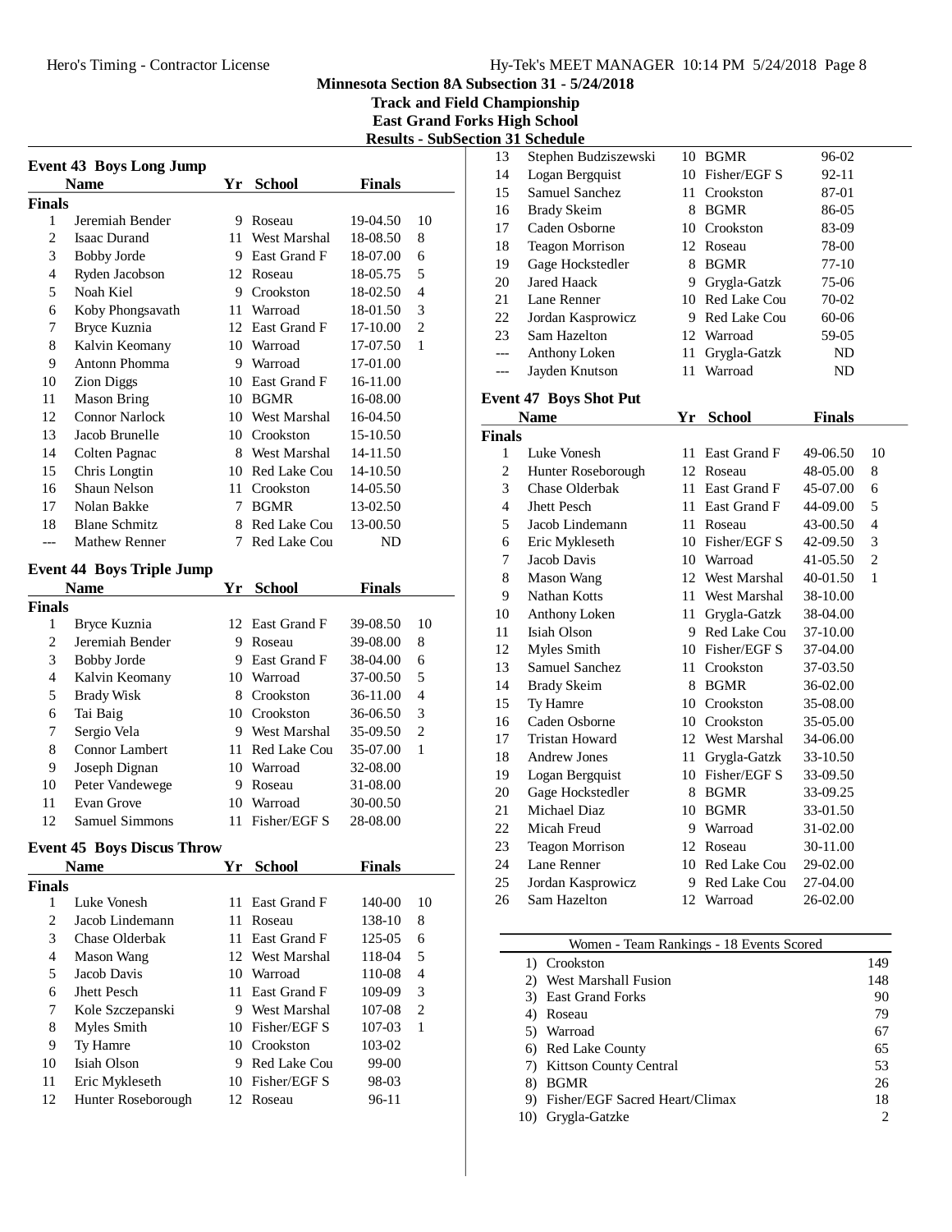## Minnesota Section 8A Subsection 31 - 5/24/2018
## Track and Field Championship
## East Grand Forks High School
## Results - SubSection 31 Schedule

### Event 43 Boys Long Jump

| | Name | Yr | School | Finals | |
|---|---|---|---|---|---|
| **Finals** | | | | | |
| 1 | Jeremiah Bender | 9 | Roseau | 19-04.50 | 10 |
| 2 | Isaac Durand | 11 | West Marshal | 18-08.50 | 8 |
| 3 | Bobby Jorde | 9 | East Grand F | 18-07.00 | 6 |
| 4 | Ryden Jacobson | 12 | Roseau | 18-05.75 | 5 |
| 5 | Noah Kiel | 9 | Crookston | 18-02.50 | 4 |
| 6 | Koby Phongsavath | 11 | Warroad | 18-01.50 | 3 |
| 7 | Bryce Kuznia | 12 | East Grand F | 17-10.00 | 2 |
| 8 | Kalvin Keomany | 10 | Warroad | 17-07.50 | 1 |
| 9 | Antonn Phomma | 9 | Warroad | 17-01.00 | |
| 10 | Zion Diggs | 10 | East Grand F | 16-11.00 | |
| 11 | Mason Bring | 10 | BGMR | 16-08.00 | |
| 12 | Connor Narlock | 10 | West Marshal | 16-04.50 | |
| 13 | Jacob Brunelle | 10 | Crookston | 15-10.50 | |
| 14 | Colten Pagnac | 8 | West Marshal | 14-11.50 | |
| 15 | Chris Longtin | 10 | Red Lake Cou | 14-10.50 | |
| 16 | Shaun Nelson | 11 | Crookston | 14-05.50 | |
| 17 | Nolan Bakke | 7 | BGMR | 13-02.50 | |
| 18 | Blane Schmitz | 8 | Red Lake Cou | 13-00.50 | |
| --- | Mathew Renner | 7 | Red Lake Cou | ND | |

### Event 44 Boys Triple Jump

| | Name | Yr | School | Finals | |
|---|---|---|---|---|---|
| **Finals** | | | | | |
| 1 | Bryce Kuznia | 12 | East Grand F | 39-08.50 | 10 |
| 2 | Jeremiah Bender | 9 | Roseau | 39-08.00 | 8 |
| 3 | Bobby Jorde | 9 | East Grand F | 38-04.00 | 6 |
| 4 | Kalvin Keomany | 10 | Warroad | 37-00.50 | 5 |
| 5 | Brady Wisk | 8 | Crookston | 36-11.00 | 4 |
| 6 | Tai Baig | 10 | Crookston | 36-06.50 | 3 |
| 7 | Sergio Vela | 9 | West Marshal | 35-09.50 | 2 |
| 8 | Connor Lambert | 11 | Red Lake Cou | 35-07.00 | 1 |
| 9 | Joseph Dignan | 10 | Warroad | 32-08.00 | |
| 10 | Peter Vandewege | 9 | Roseau | 31-08.00 | |
| 11 | Evan Grove | 10 | Warroad | 30-00.50 | |
| 12 | Samuel Simmons | 11 | Fisher/EGF S | 28-08.00 | |

### Event 45 Boys Discus Throw

| | Name | Yr | School | Finals | |
|---|---|---|---|---|---|
| **Finals** | | | | | |
| 1 | Luke Vonesh | 11 | East Grand F | 140-00 | 10 |
| 2 | Jacob Lindemann | 11 | Roseau | 138-10 | 8 |
| 3 | Chase Olderbak | 11 | East Grand F | 125-05 | 6 |
| 4 | Mason Wang | 12 | West Marshal | 118-04 | 5 |
| 5 | Jacob Davis | 10 | Warroad | 110-08 | 4 |
| 6 | Jhett Pesch | 11 | East Grand F | 109-09 | 3 |
| 7 | Kole Szczepanski | 9 | West Marshal | 107-08 | 2 |
| 8 | Myles Smith | 10 | Fisher/EGF S | 107-03 | 1 |
| 9 | Ty Hamre | 10 | Crookston | 103-02 | |
| 10 | Isiah Olson | 9 | Red Lake Cou | 99-00 | |
| 11 | Eric Mykleseth | 10 | Fisher/EGF S | 98-03 | |
| 12 | Hunter Roseborough | 12 | Roseau | 96-11 | |
| 13 | Stephen Budziszewski | 10 | BGMR | 96-02 | |
| 14 | Logan Bergquist | 10 | Fisher/EGF S | 92-11 | |
| 15 | Samuel Sanchez | 11 | Crookston | 87-01 | |
| 16 | Brady Skeim | 8 | BGMR | 86-05 | |
| 17 | Caden Osborne | 10 | Crookston | 83-09 | |
| 18 | Teagon Morrison | 12 | Roseau | 78-00 | |
| 19 | Gage Hockstedler | 8 | BGMR | 77-10 | |
| 20 | Jared Haack | 9 | Grygla-Gatzk | 75-06 | |
| 21 | Lane Renner | 10 | Red Lake Cou | 70-02 | |
| 22 | Jordan Kasprowicz | 9 | Red Lake Cou | 60-06 | |
| 23 | Sam Hazelton | 12 | Warroad | 59-05 | |
| --- | Anthony Loken | 11 | Grygla-Gatzk | ND | |
| --- | Jayden Knutson | 11 | Warroad | ND | |

### Event 47 Boys Shot Put

| | Name | Yr | School | Finals | |
|---|---|---|---|---|---|
| **Finals** | | | | | |
| 1 | Luke Vonesh | 11 | East Grand F | 49-06.50 | 10 |
| 2 | Hunter Roseborough | 12 | Roseau | 48-05.00 | 8 |
| 3 | Chase Olderbak | 11 | East Grand F | 45-07.00 | 6 |
| 4 | Jhett Pesch | 11 | East Grand F | 44-09.00 | 5 |
| 5 | Jacob Lindemann | 11 | Roseau | 43-00.50 | 4 |
| 6 | Eric Mykleseth | 10 | Fisher/EGF S | 42-09.50 | 3 |
| 7 | Jacob Davis | 10 | Warroad | 41-05.50 | 2 |
| 8 | Mason Wang | 12 | West Marshal | 40-01.50 | 1 |
| 9 | Nathan Kotts | 11 | West Marshal | 38-10.00 | |
| 10 | Anthony Loken | 11 | Grygla-Gatzk | 38-04.00 | |
| 11 | Isiah Olson | 9 | Red Lake Cou | 37-10.00 | |
| 12 | Myles Smith | 10 | Fisher/EGF S | 37-04.00 | |
| 13 | Samuel Sanchez | 11 | Crookston | 37-03.50 | |
| 14 | Brady Skeim | 8 | BGMR | 36-02.00 | |
| 15 | Ty Hamre | 10 | Crookston | 35-08.00 | |
| 16 | Caden Osborne | 10 | Crookston | 35-05.00 | |
| 17 | Tristan Howard | 12 | West Marshal | 34-06.00 | |
| 18 | Andrew Jones | 11 | Grygla-Gatzk | 33-10.50 | |
| 19 | Logan Bergquist | 10 | Fisher/EGF S | 33-09.50 | |
| 20 | Gage Hockstedler | 8 | BGMR | 33-09.25 | |
| 21 | Michael Diaz | 10 | BGMR | 33-01.50 | |
| 22 | Micah Freud | 9 | Warroad | 31-02.00 | |
| 23 | Teagon Morrison | 12 | Roseau | 30-11.00 | |
| 24 | Lane Renner | 10 | Red Lake Cou | 29-02.00 | |
| 25 | Jordan Kasprowicz | 9 | Red Lake Cou | 27-04.00 | |
| 26 | Sam Hazelton | 12 | Warroad | 26-02.00 | |

### Women - Team Rankings - 18 Events Scored

| | Team | Points |
|---|---|---|
| 1) | Crookston | 149 |
| 2) | West Marshall Fusion | 148 |
| 3) | East Grand Forks | 90 |
| 4) | Roseau | 79 |
| 5) | Warroad | 67 |
| 6) | Red Lake County | 65 |
| 7) | Kittson County Central | 53 |
| 8) | BGMR | 26 |
| 9) | Fisher/EGF Sacred Heart/Climax | 18 |
| 10) | Grygla-Gatzke | 2 |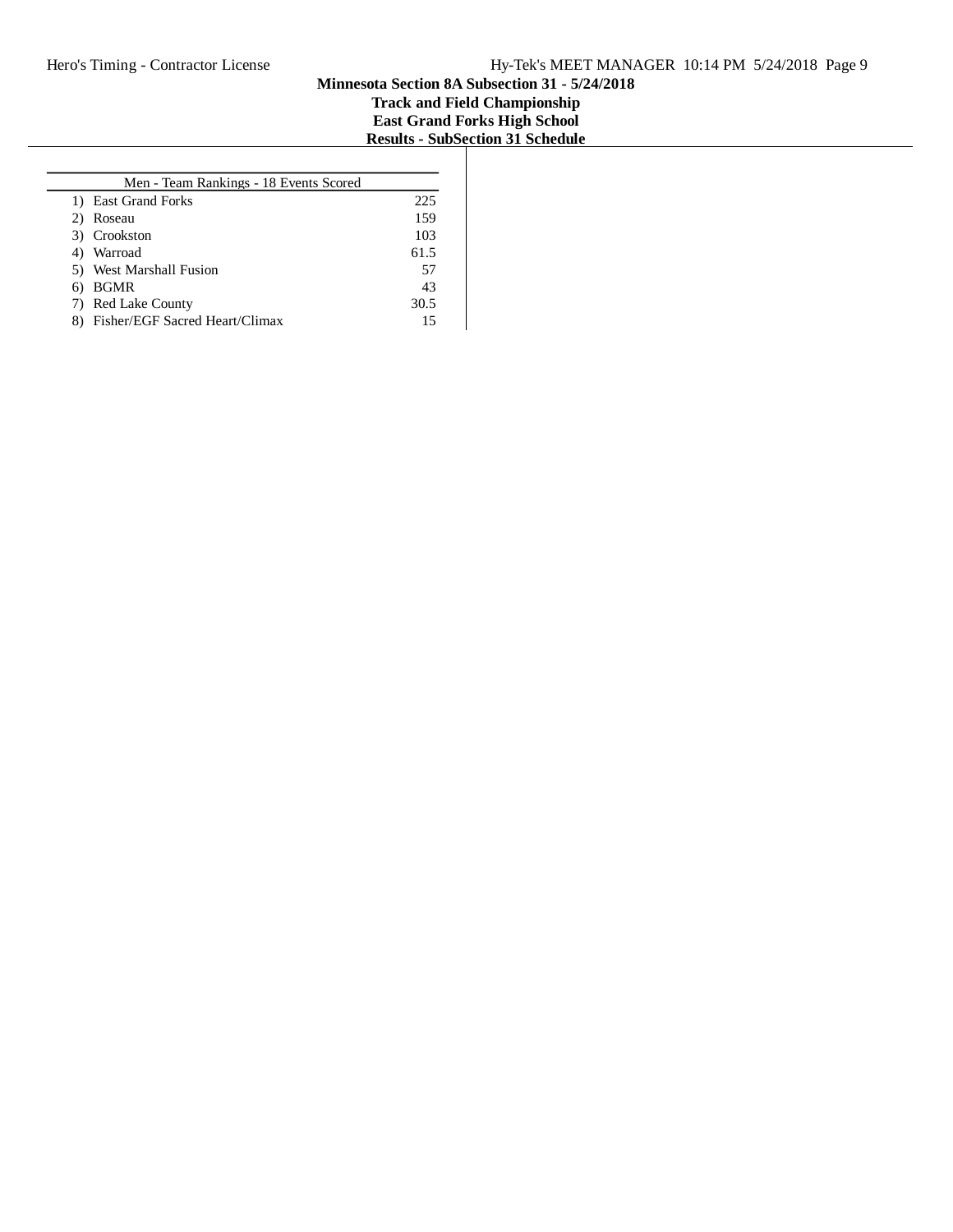**Minnesota Section 8A Subsection 31 - 5/24/2018**
**Track and Field Championship**
**East Grand Forks High School**
**Results - SubSection 31 Schedule**

| Men - Team Rankings - 18 Events Scored | |
|---|---|
| 1) East Grand Forks | 225 |
| 2) Roseau | 159 |
| 3) Crookston | 103 |
| 4) Warroad | 61.5 |
| 5) West Marshall Fusion | 57 |
| 6) BGMR | 43 |
| 7) Red Lake County | 30.5 |
| 8) Fisher/EGF Sacred Heart/Climax | 15 |